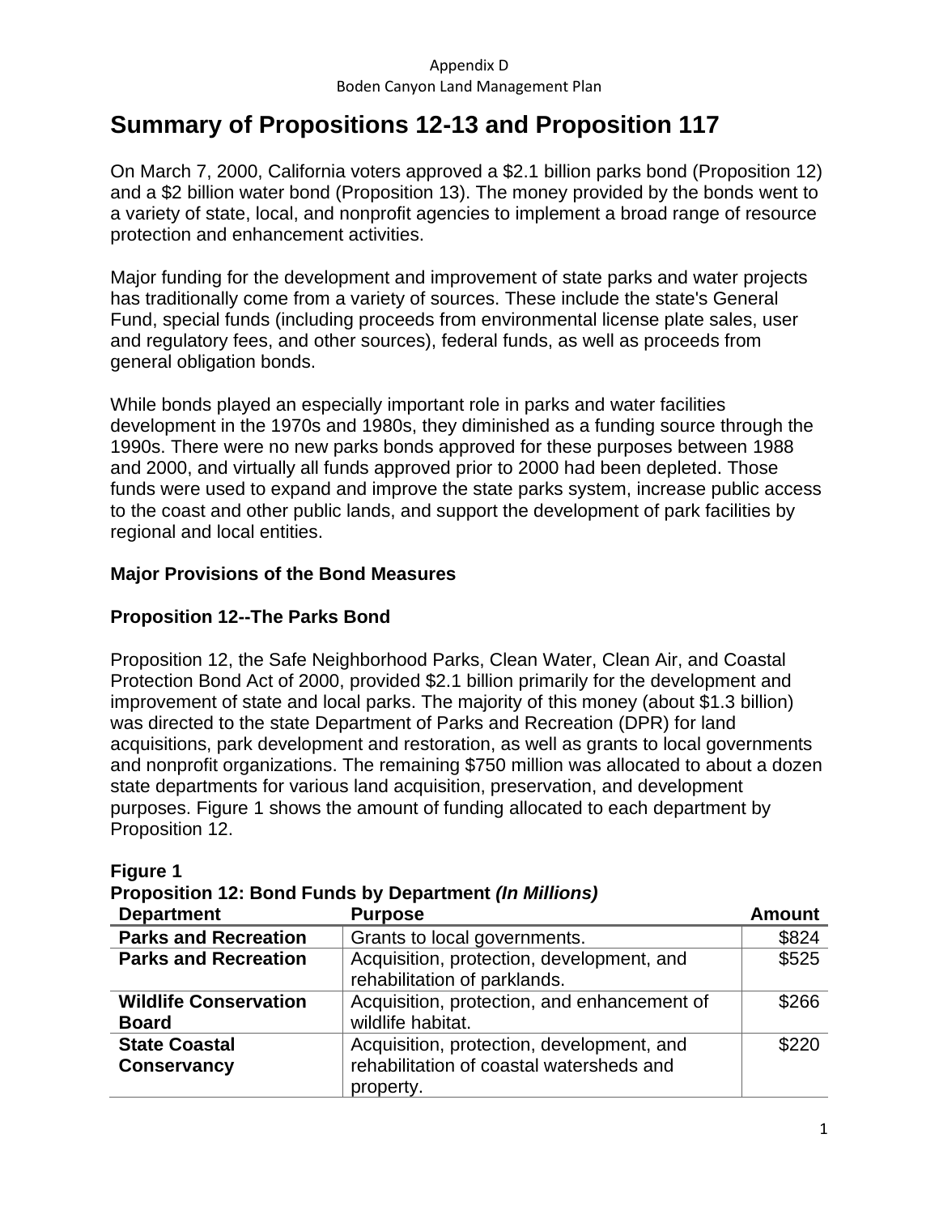# Summary of Propositions 12-13 and Proposition 117

On March 7, 2000, California voters approved a $2.1 billion parks bond (Proposition 12) and a $2 billion water bond (Proposition 13). The money provided by the bonds went to a variety of state, local, and nonprofit agencies to implement a broad range of resource protection and enhancement activities.

Major funding for the development and improvement of state parks and water projects has traditionally come from a variety of sources. These include the state's General Fund, special funds (including proceeds from environmental license plate sales, user and regulatory fees, and other sources), federal funds, as well as proceeds from general obligation bonds.

While bonds played an especially important role in parks and water facilities development in the 1970s and 1980s, they diminished as a funding source through the 1990s. There were no new parks bonds approved for these purposes between 1988 and 2000, and virtually all funds approved prior to 2000 had been depleted. Those funds were used to expand and improve the state parks system, increase public access to the coast and other public lands, and support the development of park facilities by regional and local entities.

### Major Provisions of the Bond Measures

### Proposition 12--The Parks Bond

Proposition 12, the Safe Neighborhood Parks, Clean Water, Clean Air, and Coastal Protection Bond Act of 2000, provided $2.1 billion primarily for the development and improvement of state and local parks. The majority of this money (about $1.3 billion) was directed to the state Department of Parks and Recreation (DPR) for land acquisitions, park development and restoration, as well as grants to local governments and nonprofit organizations. The remaining $750 million was allocated to about a dozen state departments for various land acquisition, preservation, and development purposes. Figure 1 shows the amount of funding allocated to each department by Proposition 12.

**Figure 1**
**Proposition 12: Bond Funds by Department *(In Millions)***

| Department | Purpose | Amount |
|---|---|---|
| **Parks and Recreation** | Grants to local governments. | $824 |
| **Parks and Recreation** | Acquisition, protection, development, and rehabilitation of parklands. | $525 |
| **Wildlife Conservation Board** | Acquisition, protection, and enhancement of wildlife habitat. | $266 |
| **State Coastal Conservancy** | Acquisition, protection, development, and rehabilitation of coastal watersheds and property. | $220 |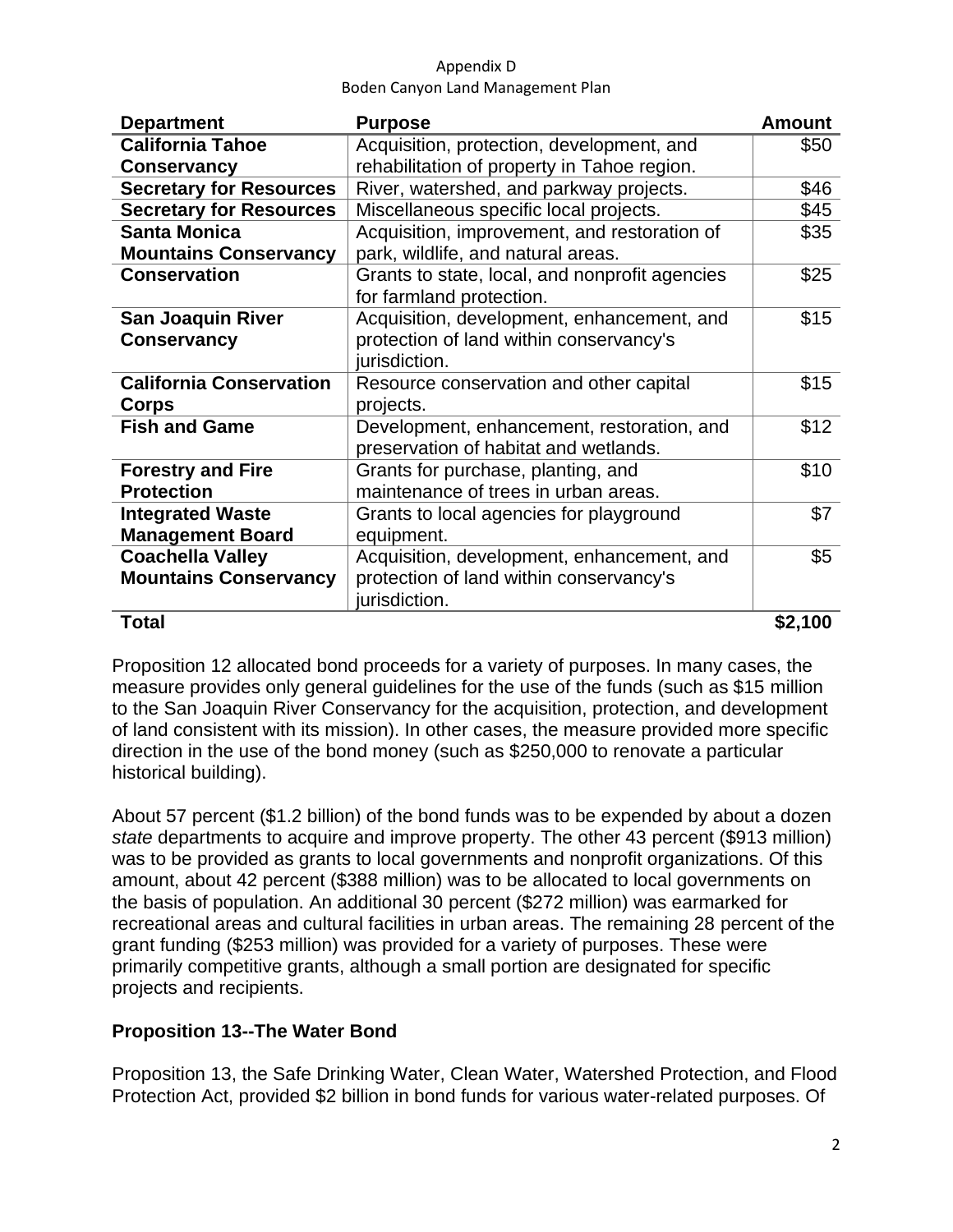| Department | Purpose | Amount |
| --- | --- | --- |
| **California Tahoe Conservancy** | Acquisition, protection, development, and rehabilitation of property in Tahoe region. | $50 |
| **Secretary for Resources** | River, watershed, and parkway projects. | $46 |
| **Secretary for Resources** | Miscellaneous specific local projects. | $45 |
| **Santa Monica Mountains Conservancy** | Acquisition, improvement, and restoration of park, wildlife, and natural areas. | $35 |
| **Conservation** | Grants to state, local, and nonprofit agencies for farmland protection. | $25 |
| **San Joaquin River Conservancy** | Acquisition, development, enhancement, and protection of land within conservancy's jurisdiction. | $15 |
| **California Conservation Corps** | Resource conservation and other capital projects. | $15 |
| **Fish and Game** | Development, enhancement, restoration, and preservation of habitat and wetlands. | $12 |
| **Forestry and Fire Protection** | Grants for purchase, planting, and maintenance of trees in urban areas. | $10 |
| **Integrated Waste Management Board** | Grants to local agencies for playground equipment. | $7 |
| **Coachella Valley Mountains Conservancy** | Acquisition, development, enhancement, and protection of land within conservancy's jurisdiction. | $5 |
| **Total** | | **$2,100** |

Proposition 12 allocated bond proceeds for a variety of purposes. In many cases, the measure provides only general guidelines for the use of the funds (such as $15 million to the San Joaquin River Conservancy for the acquisition, protection, and development of land consistent with its mission). In other cases, the measure provided more specific direction in the use of the bond money (such as $250,000 to renovate a particular historical building).

About 57 percent ($1.2 billion) of the bond funds was to be expended by about a dozen *state* departments to acquire and improve property. The other 43 percent ($913 million) was to be provided as grants to local governments and nonprofit organizations. Of this amount, about 42 percent ($388 million) was to be allocated to local governments on the basis of population. An additional 30 percent ($272 million) was earmarked for recreational areas and cultural facilities in urban areas. The remaining 28 percent of the grant funding ($253 million) was provided for a variety of purposes. These were primarily competitive grants, although a small portion are designated for specific projects and recipients.

**Proposition 13--The Water Bond**

Proposition 13, the Safe Drinking Water, Clean Water, Watershed Protection, and Flood Protection Act, provided $2 billion in bond funds for various water-related purposes. Of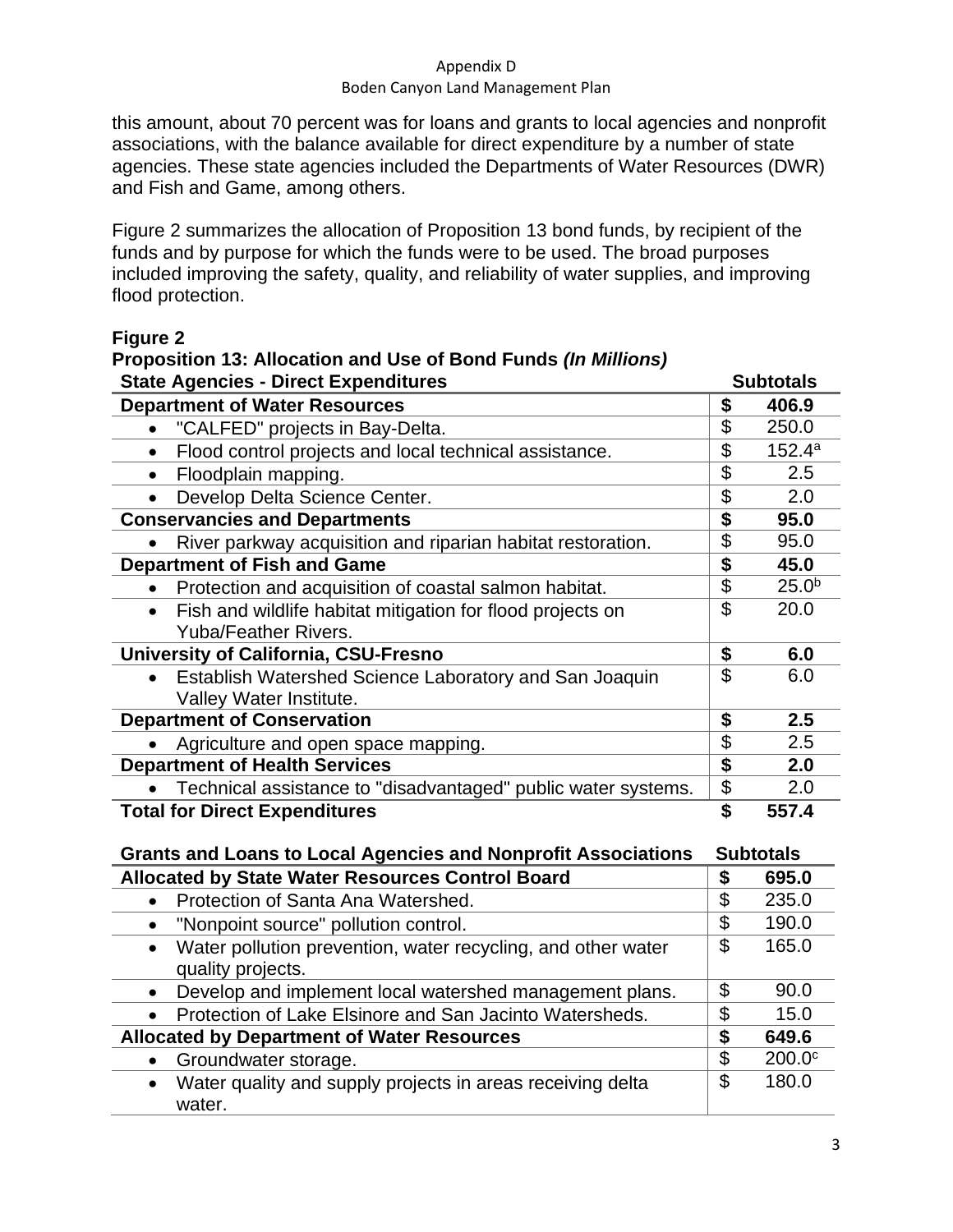this amount, about 70 percent was for loans and grants to local agencies and nonprofit associations, with the balance available for direct expenditure by a number of state agencies. These state agencies included the Departments of Water Resources (DWR) and Fish and Game, among others.

Figure 2 summarizes the allocation of Proposition 13 bond funds, by recipient of the funds and by purpose for which the funds were to be used. The broad purposes included improving the safety, quality, and reliability of water supplies, and improving flood protection.

**Figure 2**
**Proposition 13: Allocation and Use of Bond Funds *(In Millions)***

| State Agencies - Direct Expenditures | Subtotals |
|---|---|
| **Department of Water Resources** | **$ 406.9** |
| • "CALFED" projects in Bay-Delta. | $ 250.0 |
| • Flood control projects and local technical assistance. | $ 152.4[a] |
| • Floodplain mapping. | $ 2.5 |
| • Develop Delta Science Center. | $ 2.0 |
| **Conservancies and Departments** | **$ 95.0** |
| • River parkway acquisition and riparian habitat restoration. | $ 95.0 |
| **Department of Fish and Game** | **$ 45.0** |
| • Protection and acquisition of coastal salmon habitat. | $ 25.0[b] |
| • Fish and wildlife habitat mitigation for flood projects on Yuba/Feather Rivers. | $ 20.0 |
| **University of California, CSU-Fresno** | **$ 6.0** |
| • Establish Watershed Science Laboratory and San Joaquin Valley Water Institute. | $ 6.0 |
| **Department of Conservation** | **$ 2.5** |
| • Agriculture and open space mapping. | $ 2.5 |
| **Department of Health Services** | **$ 2.0** |
| • Technical assistance to "disadvantaged" public water systems. | $ 2.0 |
| **Total for Direct Expenditures** | **$ 557.4** |

| Grants and Loans to Local Agencies and Nonprofit Associations | Subtotals |
|---|---|
| **Allocated by State Water Resources Control Board** | **$ 695.0** |
| • Protection of Santa Ana Watershed. | $ 235.0 |
| • "Nonpoint source" pollution control. | $ 190.0 |
| • Water pollution prevention, water recycling, and other water quality projects. | $ 165.0 |
| • Develop and implement local watershed management plans. | $ 90.0 |
| • Protection of Lake Elsinore and San Jacinto Watersheds. | $ 15.0 |
| **Allocated by Department of Water Resources** | **$ 649.6** |
| • Groundwater storage. | $ 200.0[c] |
| • Water quality and supply projects in areas receiving delta water. | $ 180.0 |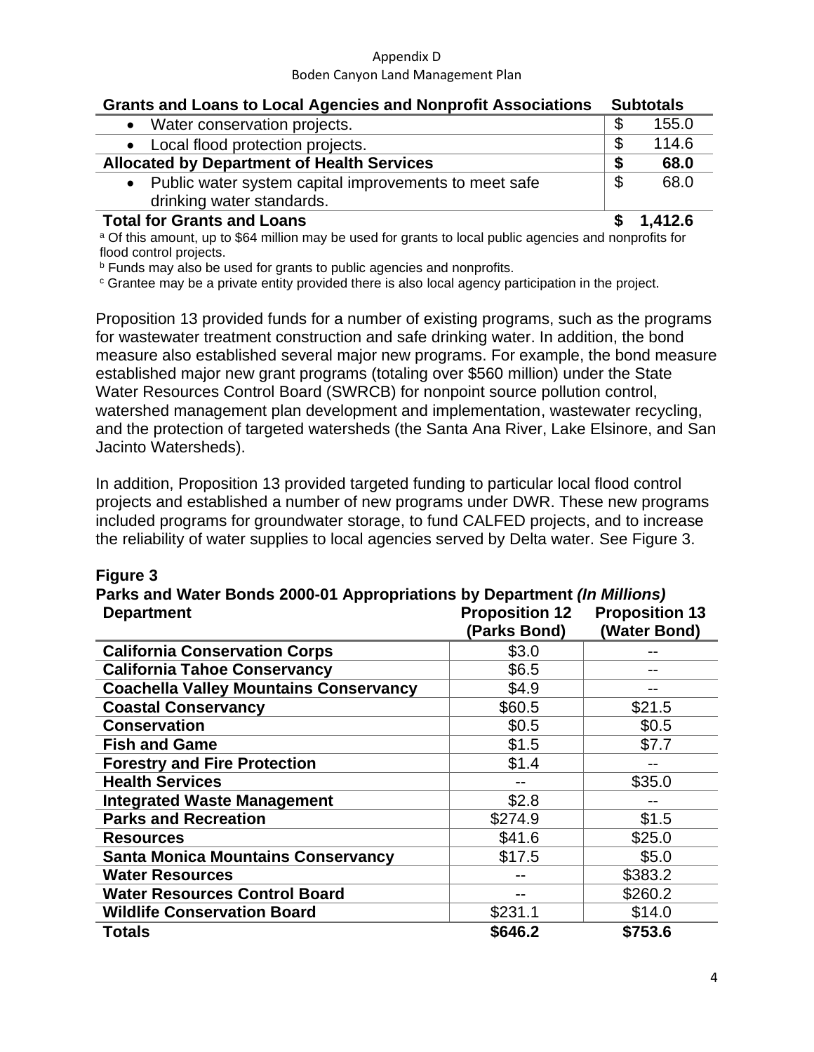| Grants and Loans to Local Agencies and Nonprofit Associations | Subtotals |
|---|---|
| • Water conservation projects. | $ 155.0 |
| • Local flood protection projects. | $ 114.6 |
| **Allocated by Department of Health Services** | **$ 68.0** |
| • Public water system capital improvements to meet safe drinking water standards. | $ 68.0 |
| **Total for Grants and Loans** | **$ 1,412.6** |

[a] Of this amount, up to $64 million may be used for grants to local public agencies and nonprofits for flood control projects.

[b] Funds may also be used for grants to public agencies and nonprofits.

[c] Grantee may be a private entity provided there is also local agency participation in the project.

Proposition 13 provided funds for a number of existing programs, such as the programs for wastewater treatment construction and safe drinking water. In addition, the bond measure also established several major new programs. For example, the bond measure established major new grant programs (totaling over $560 million) under the State Water Resources Control Board (SWRCB) for nonpoint source pollution control, watershed management plan development and implementation, wastewater recycling, and the protection of targeted watersheds (the Santa Ana River, Lake Elsinore, and San Jacinto Watersheds).

In addition, Proposition 13 provided targeted funding to particular local flood control projects and established a number of new programs under DWR. These new programs included programs for groundwater storage, to fund CALFED projects, and to increase the reliability of water supplies to local agencies served by Delta water. See Figure 3.

**Figure 3**

**Parks and Water Bonds 2000-01 Appropriations by Department *(In Millions)***

| Department | Proposition 12 (Parks Bond) | Proposition 13 (Water Bond) |
|---|---|---|
| **California Conservation Corps** | $3.0 | -- |
| **California Tahoe Conservancy** | $6.5 | -- |
| **Coachella Valley Mountains Conservancy** | $4.9 | -- |
| **Coastal Conservancy** | $60.5 | $21.5 |
| **Conservation** | $0.5 | $0.5 |
| **Fish and Game** | $1.5 | $7.7 |
| **Forestry and Fire Protection** | $1.4 | -- |
| **Health Services** | -- | $35.0 |
| **Integrated Waste Management** | $2.8 | -- |
| **Parks and Recreation** | $274.9 | $1.5 |
| **Resources** | $41.6 | $25.0 |
| **Santa Monica Mountains Conservancy** | $17.5 | $5.0 |
| **Water Resources** | -- | $383.2 |
| **Water Resources Control Board** | -- | $260.2 |
| **Wildlife Conservation Board** | $231.1 | $14.0 |
| **Totals** | **$646.2** | **$753.6** |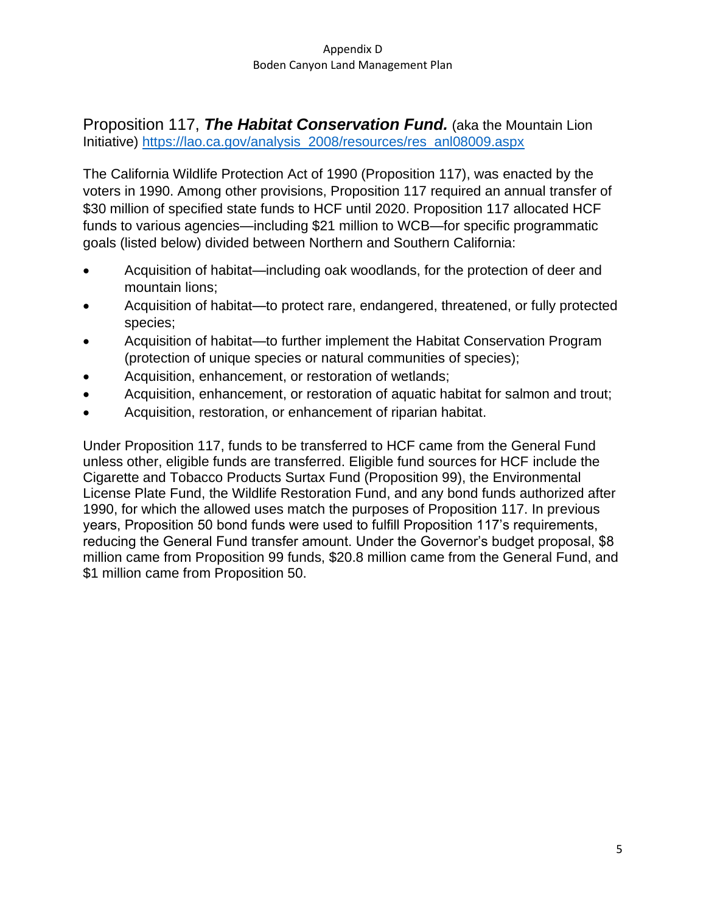## Proposition 117, ***The Habitat Conservation Fund.*** (aka the Mountain Lion Initiative) [https://lao.ca.gov/analysis_2008/resources/res_anl08009.aspx](https://lao.ca.gov/analysis_2008/resources/res_anl08009.aspx)

The California Wildlife Protection Act of 1990 (Proposition 117), was enacted by the voters in 1990. Among other provisions, Proposition 117 required an annual transfer of $30 million of specified state funds to HCF until 2020. Proposition 117 allocated HCF funds to various agencies—including $21 million to WCB—for specific programmatic goals (listed below) divided between Northern and Southern California:

- Acquisition of habitat—including oak woodlands, for the protection of deer and mountain lions;
- Acquisition of habitat—to protect rare, endangered, threatened, or fully protected species;
- Acquisition of habitat—to further implement the Habitat Conservation Program (protection of unique species or natural communities of species);
- Acquisition, enhancement, or restoration of wetlands;
- Acquisition, enhancement, or restoration of aquatic habitat for salmon and trout;
- Acquisition, restoration, or enhancement of riparian habitat.

Under Proposition 117, funds to be transferred to HCF came from the General Fund unless other, eligible funds are transferred. Eligible fund sources for HCF include the Cigarette and Tobacco Products Surtax Fund (Proposition 99), the Environmental License Plate Fund, the Wildlife Restoration Fund, and any bond funds authorized after 1990, for which the allowed uses match the purposes of Proposition 117. In previous years, Proposition 50 bond funds were used to fulfill Proposition 117's requirements, reducing the General Fund transfer amount. Under the Governor's budget proposal, $8 million came from Proposition 99 funds, $20.8 million came from the General Fund, and $1 million came from Proposition 50.